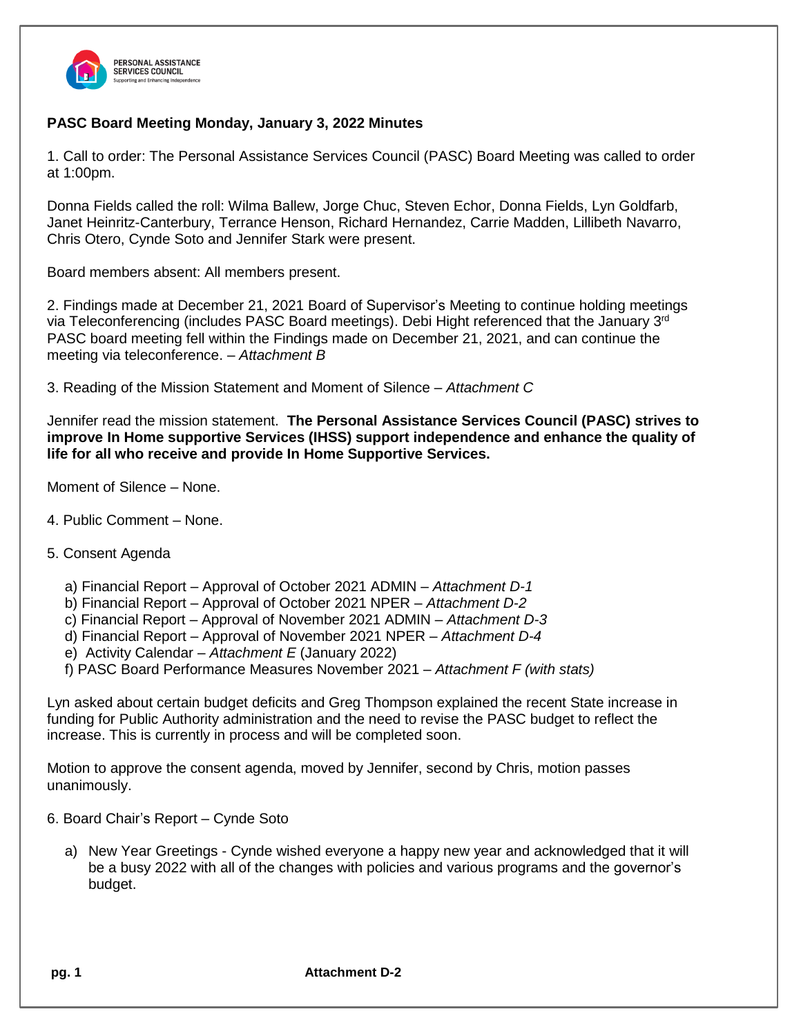PERSONAL ASSISTANCE SERVICES COUNCIL
Supporting and Enhancing Independence

**PASC Board Meeting Monday, January 3, 2022 Minutes**

1. Call to order: The Personal Assistance Services Council (PASC) Board Meeting was called to order at 1:00pm.

Donna Fields called the roll: Wilma Ballew, Jorge Chuc, Steven Echor, Donna Fields, Lyn Goldfarb, Janet Heinritz-Canterbury, Terrance Henson, Richard Hernandez, Carrie Madden, Lillibeth Navarro, Chris Otero, Cynde Soto and Jennifer Stark were present.

Board members absent: All members present.

2. Findings made at December 21, 2021 Board of Supervisor's Meeting to continue holding meetings via Teleconferencing (includes PASC Board meetings). Debi Hight referenced that the January 3rd PASC board meeting fell within the Findings made on December 21, 2021, and can continue the meeting via teleconference. – *Attachment B*

3. Reading of the Mission Statement and Moment of Silence – *Attachment C*

Jennifer read the mission statement. **The Personal Assistance Services Council (PASC) strives to improve In Home supportive Services (IHSS) support independence and enhance the quality of life for all who receive and provide In Home Supportive Services.**

Moment of Silence – None.

4. Public Comment – None.

5. Consent Agenda

   a) Financial Report – Approval of October 2021 ADMIN – *Attachment D-1*
   b) Financial Report – Approval of October 2021 NPER – *Attachment D-2*
   c) Financial Report – Approval of November 2021 ADMIN – *Attachment D-3*
   d) Financial Report – Approval of November 2021 NPER – *Attachment D-4*
   e) Activity Calendar – *Attachment E* (January 2022)
   f) PASC Board Performance Measures November 2021 – *Attachment F (with stats)*

Lyn asked about certain budget deficits and Greg Thompson explained the recent State increase in funding for Public Authority administration and the need to revise the PASC budget to reflect the increase. This is currently in process and will be completed soon.

Motion to approve the consent agenda, moved by Jennifer, second by Chris, motion passes unanimously.

6. Board Chair's Report – Cynde Soto

   a) New Year Greetings - Cynde wished everyone a happy new year and acknowledged that it will be a busy 2022 with all of the changes with policies and various programs and the governor's budget.

Attachment D-2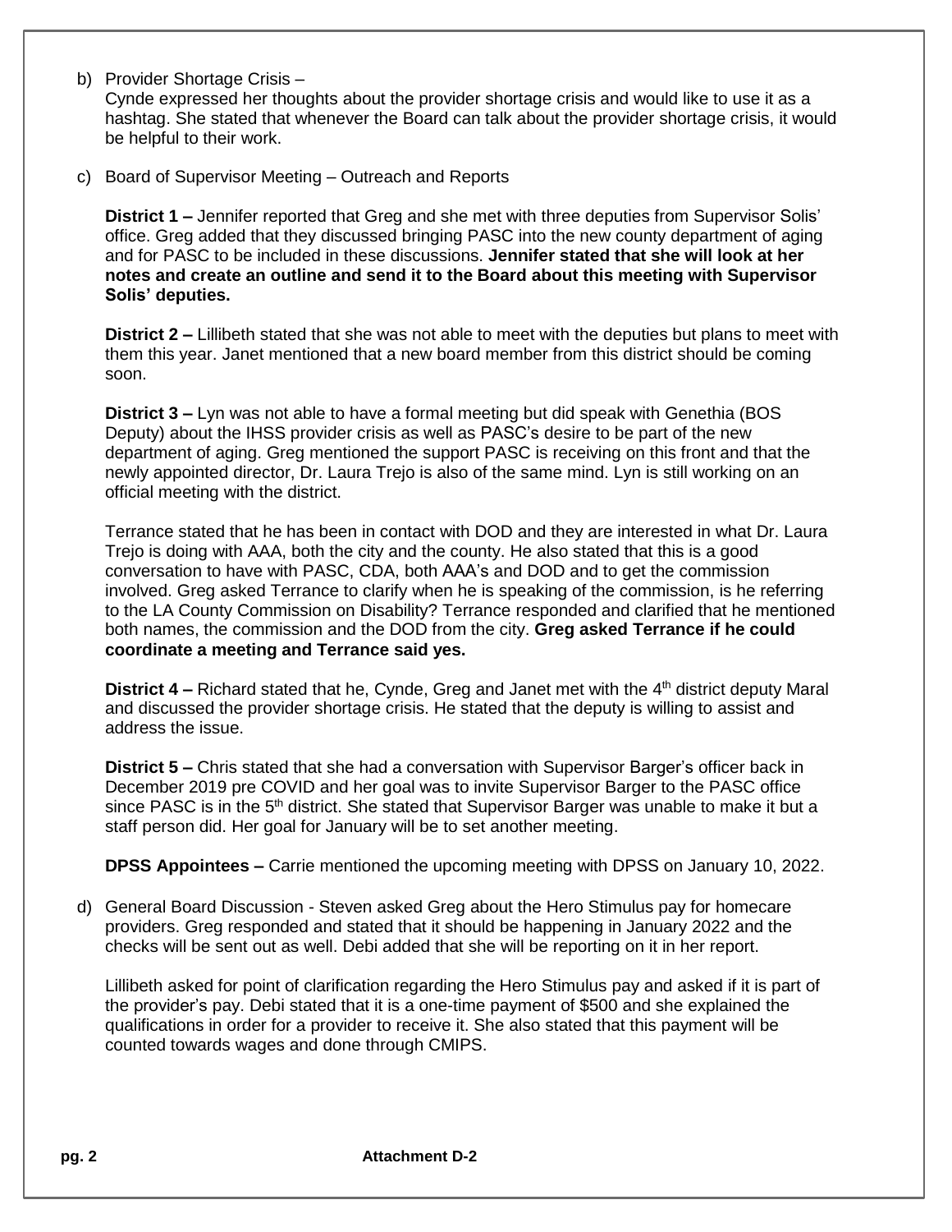b) Provider Shortage Crisis –
   Cynde expressed her thoughts about the provider shortage crisis and would like to use it as a hashtag. She stated that whenever the Board can talk about the provider shortage crisis, it would be helpful to their work.

c) Board of Supervisor Meeting – Outreach and Reports

   **District 1 –** Jennifer reported that Greg and she met with three deputies from Supervisor Solis' office. Greg added that they discussed bringing PASC into the new county department of aging and for PASC to be included in these discussions. **Jennifer stated that she will look at her notes and create an outline and send it to the Board about this meeting with Supervisor Solis' deputies.**

   **District 2 –** Lillibeth stated that she was not able to meet with the deputies but plans to meet with them this year. Janet mentioned that a new board member from this district should be coming soon.

   **District 3 –** Lyn was not able to have a formal meeting but did speak with Genethia (BOS Deputy) about the IHSS provider crisis as well as PASC's desire to be part of the new department of aging. Greg mentioned the support PASC is receiving on this front and that the newly appointed director, Dr. Laura Trejo is also of the same mind. Lyn is still working on an official meeting with the district.

   Terrance stated that he has been in contact with DOD and they are interested in what Dr. Laura Trejo is doing with AAA, both the city and the county. He also stated that this is a good conversation to have with PASC, CDA, both AAA's and DOD and to get the commission involved. Greg asked Terrance to clarify when he is speaking of the commission, is he referring to the LA County Commission on Disability? Terrance responded and clarified that he mentioned both names, the commission and the DOD from the city. **Greg asked Terrance if he could coordinate a meeting and Terrance said yes.**

   **District 4 –** Richard stated that he, Cynde, Greg and Janet met with the 4th district deputy Maral and discussed the provider shortage crisis. He stated that the deputy is willing to assist and address the issue.

   **District 5 –** Chris stated that she had a conversation with Supervisor Barger's officer back in December 2019 pre COVID and her goal was to invite Supervisor Barger to the PASC office since PASC is in the 5th district. She stated that Supervisor Barger was unable to make it but a staff person did. Her goal for January will be to set another meeting.

   **DPSS Appointees –** Carrie mentioned the upcoming meeting with DPSS on January 10, 2022.

d) General Board Discussion - Steven asked Greg about the Hero Stimulus pay for homecare providers. Greg responded and stated that it should be happening in January 2022 and the checks will be sent out as well. Debi added that she will be reporting on it in her report.

   Lillibeth asked for point of clarification regarding the Hero Stimulus pay and asked if it is part of the provider's pay. Debi stated that it is a one-time payment of $500 and she explained the qualifications in order for a provider to receive it. She also stated that this payment will be counted towards wages and done through CMIPS.

**Attachment D-2**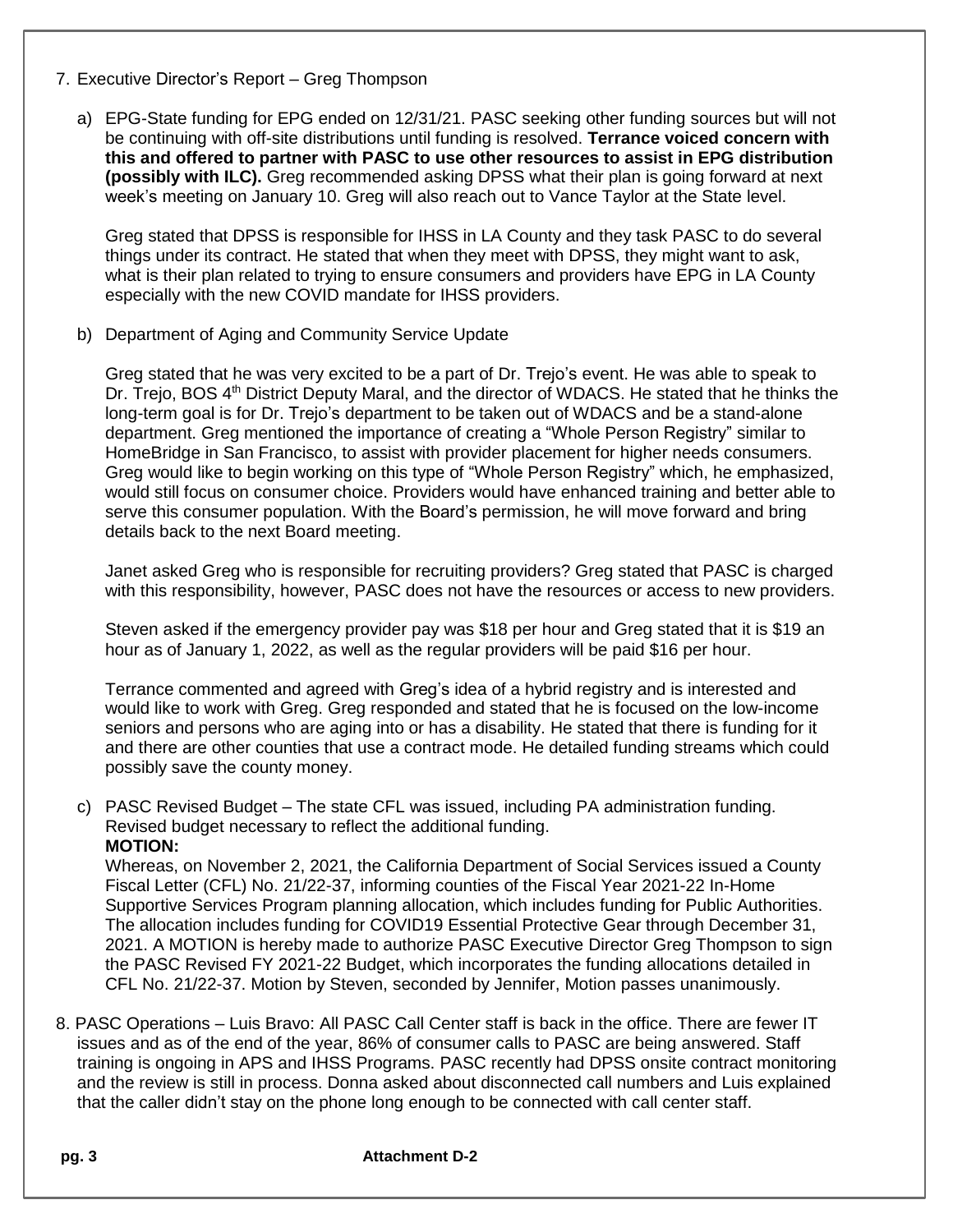7. Executive Director's Report – Greg Thompson

   a) EPG-State funding for EPG ended on 12/31/21. PASC seeking other funding sources but will not be continuing with off-site distributions until funding is resolved. **Terrance voiced concern with this and offered to partner with PASC to use other resources to assist in EPG distribution (possibly with ILC).** Greg recommended asking DPSS what their plan is going forward at next week's meeting on January 10. Greg will also reach out to Vance Taylor at the State level.

      Greg stated that DPSS is responsible for IHSS in LA County and they task PASC to do several things under its contract. He stated that when they meet with DPSS, they might want to ask, what is their plan related to trying to ensure consumers and providers have EPG in LA County especially with the new COVID mandate for IHSS providers.

   b) Department of Aging and Community Service Update

      Greg stated that he was very excited to be a part of Dr. Trejo's event. He was able to speak to Dr. Trejo, BOS 4th District Deputy Maral, and the director of WDACS. He stated that he thinks the long-term goal is for Dr. Trejo's department to be taken out of WDACS and be a stand-alone department. Greg mentioned the importance of creating a "Whole Person Registry" similar to HomeBridge in San Francisco, to assist with provider placement for higher needs consumers. Greg would like to begin working on this type of "Whole Person Registry" which, he emphasized, would still focus on consumer choice. Providers would have enhanced training and better able to serve this consumer population. With the Board's permission, he will move forward and bring details back to the next Board meeting.

      Janet asked Greg who is responsible for recruiting providers? Greg stated that PASC is charged with this responsibility, however, PASC does not have the resources or access to new providers.

      Steven asked if the emergency provider pay was $18 per hour and Greg stated that it is $19 an hour as of January 1, 2022, as well as the regular providers will be paid $16 per hour.

      Terrance commented and agreed with Greg's idea of a hybrid registry and is interested and would like to work with Greg. Greg responded and stated that he is focused on the low-income seniors and persons who are aging into or has a disability. He stated that there is funding for it and there are other counties that use a contract mode. He detailed funding streams which could possibly save the county money.

   c) PASC Revised Budget – The state CFL was issued, including PA administration funding. Revised budget necessary to reflect the additional funding.
      **MOTION:**
      Whereas, on November 2, 2021, the California Department of Social Services issued a County Fiscal Letter (CFL) No. 21/22-37, informing counties of the Fiscal Year 2021-22 In-Home Supportive Services Program planning allocation, which includes funding for Public Authorities. The allocation includes funding for COVID19 Essential Protective Gear through December 31, 2021. A MOTION is hereby made to authorize PASC Executive Director Greg Thompson to sign the PASC Revised FY 2021-22 Budget, which incorporates the funding allocations detailed in CFL No. 21/22-37. Motion by Steven, seconded by Jennifer, Motion passes unanimously.

8. PASC Operations – Luis Bravo: All PASC Call Center staff is back in the office. There are fewer IT issues and as of the end of the year, 86% of consumer calls to PASC are being answered. Staff training is ongoing in APS and IHSS Programs. PASC recently had DPSS onsite contract monitoring and the review is still in process. Donna asked about disconnected call numbers and Luis explained that the caller didn't stay on the phone long enough to be connected with call center staff.

**Attachment D-2**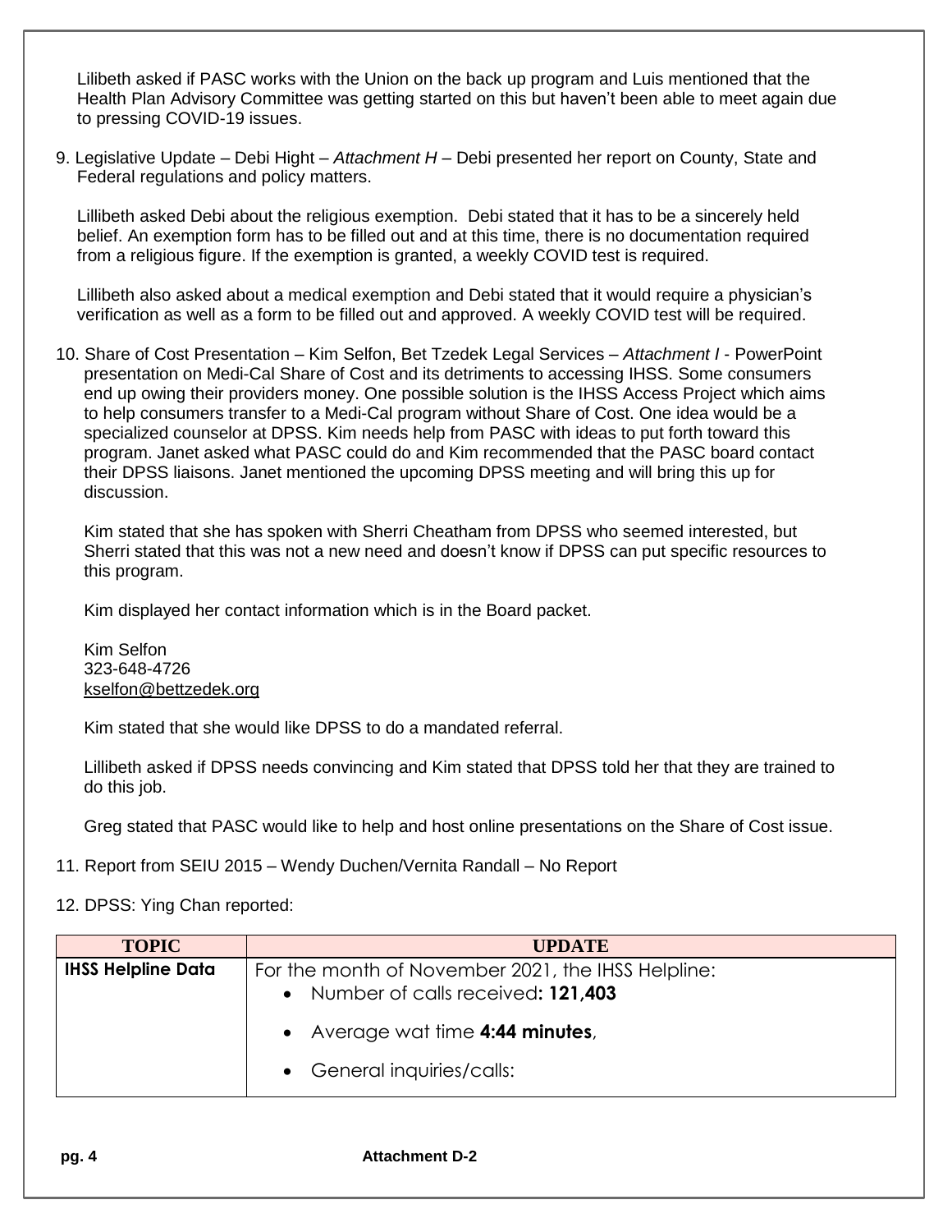Lilibeth asked if PASC works with the Union on the back up program and Luis mentioned that the Health Plan Advisory Committee was getting started on this but haven't been able to meet again due to pressing COVID-19 issues.

9. Legislative Update – Debi Hight – *Attachment H* – Debi presented her report on County, State and Federal regulations and policy matters.

   Lillibeth asked Debi about the religious exemption. Debi stated that it has to be a sincerely held belief. An exemption form has to be filled out and at this time, there is no documentation required from a religious figure. If the exemption is granted, a weekly COVID test is required.

   Lillibeth also asked about a medical exemption and Debi stated that it would require a physician's verification as well as a form to be filled out and approved. A weekly COVID test will be required.

10. Share of Cost Presentation – Kim Selfon, Bet Tzedek Legal Services – *Attachment I* - PowerPoint presentation on Medi-Cal Share of Cost and its detriments to accessing IHSS. Some consumers end up owing their providers money. One possible solution is the IHSS Access Project which aims to help consumers transfer to a Medi-Cal program without Share of Cost. One idea would be a specialized counselor at DPSS. Kim needs help from PASC with ideas to put forth toward this program. Janet asked what PASC could do and Kim recommended that the PASC board contact their DPSS liaisons. Janet mentioned the upcoming DPSS meeting and will bring this up for discussion.

    Kim stated that she has spoken with Sherri Cheatham from DPSS who seemed interested, but Sherri stated that this was not a new need and doesn't know if DPSS can put specific resources to this program.

    Kim displayed her contact information which is in the Board packet.

    Kim Selfon
    323-648-4726
    kselfon@bettzedek.org

    Kim stated that she would like DPSS to do a mandated referral.

    Lillibeth asked if DPSS needs convincing and Kim stated that DPSS told her that they are trained to do this job.

    Greg stated that PASC would like to help and host online presentations on the Share of Cost issue.

11. Report from SEIU 2015 – Wendy Duchen/Vernita Randall – No Report

12. DPSS: Ying Chan reported:

| TOPIC | UPDATE |
|---|---|
| **IHSS Helpline Data** | For the month of November 2021, the IHSS Helpline:<br>• Number of calls received**: 121,403**<br>• Average wat time **4:44 minutes**,<br>• General inquiries/calls: |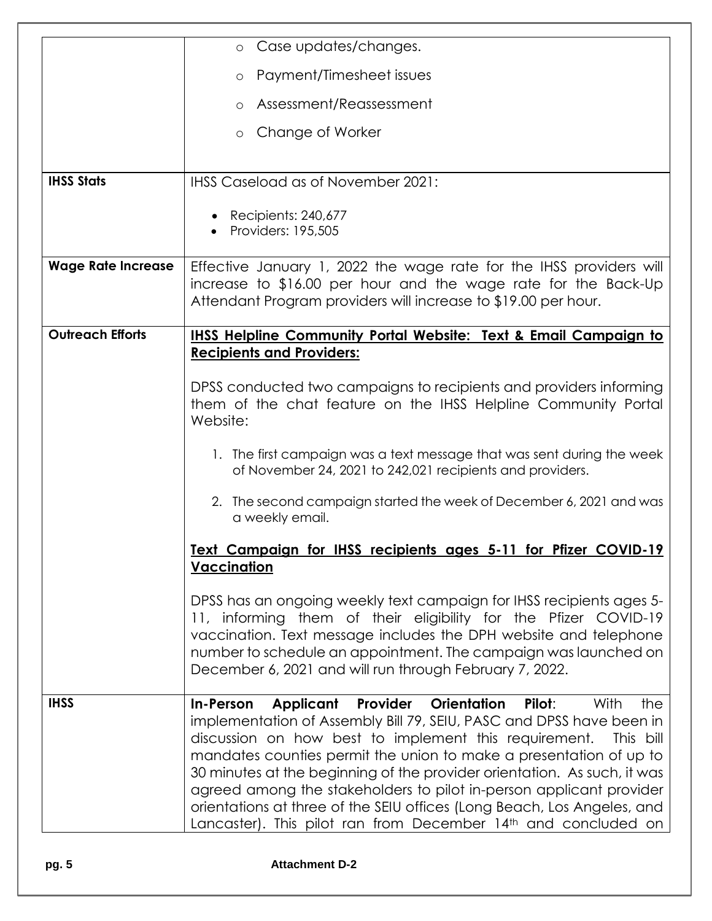| | |
|---|---|
| | ○ Case updates/changes.<br>○ Payment/Timesheet issues<br>○ Assessment/Reassessment<br>○ Change of Worker |
| **IHSS Stats** | IHSS Caseload as of November 2021:<br>• Recipients: 240,677<br>• Providers: 195,505 |
| **Wage Rate Increase** | Effective January 1, 2022 the wage rate for the IHSS providers will increase to \$16.00 per hour and the wage rate for the Back-Up Attendant Program providers will increase to \$19.00 per hour. |
| **Outreach Efforts** | **<u>IHSS Helpline Community Portal Website: Text & Email Campaign to Recipients and Providers:</u>**<br><br>DPSS conducted two campaigns to recipients and providers informing them of the chat feature on the IHSS Helpline Community Portal Website:<br><br>1. The first campaign was a text message that was sent during the week of November 24, 2021 to 242,021 recipients and providers.<br>2. The second campaign started the week of December 6, 2021 and was a weekly email.<br><br>**<u>Text Campaign for IHSS recipients ages 5-11 for Pfizer COVID-19 Vaccination</u>**<br><br>DPSS has an ongoing weekly text campaign for IHSS recipients ages 5-11, informing them of their eligibility for the Pfizer COVID-19 vaccination. Text message includes the DPH website and telephone number to schedule an appointment. The campaign was launched on December 6, 2021 and will run through February 7, 2022. |
| **IHSS** | **In-Person Applicant Provider Orientation Pilot**: With the implementation of Assembly Bill 79, SEIU, PASC and DPSS have been in discussion on how best to implement this requirement. This bill mandates counties permit the union to make a presentation of up to 30 minutes at the beginning of the provider orientation. As such, it was agreed among the stakeholders to pilot in-person applicant provider orientations at three of the SEIU offices (Long Beach, Los Angeles, and Lancaster). This pilot ran from December 14th and concluded on |

Attachment D-2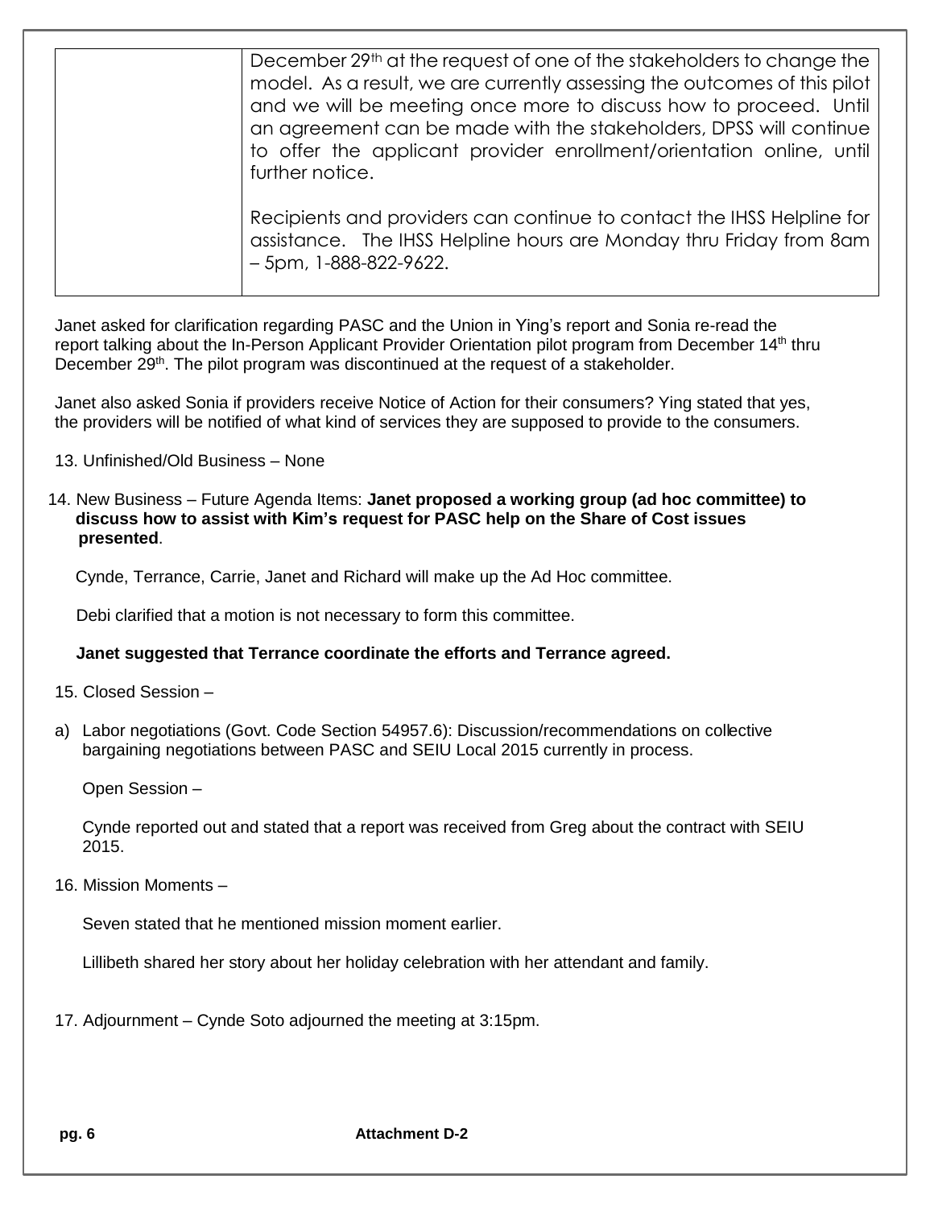| | December 29th at the request of one of the stakeholders to change the model. As a result, we are currently assessing the outcomes of this pilot and we will be meeting once more to discuss how to proceed. Until an agreement can be made with the stakeholders, DPSS will continue to offer the applicant provider enrollment/orientation online, until further notice.<br><br>Recipients and providers can continue to contact the IHSS Helpline for assistance. The IHSS Helpline hours are Monday thru Friday from 8am – 5pm, 1-888-822-9622. |
|---|---|

Janet asked for clarification regarding PASC and the Union in Ying's report and Sonia re-read the report talking about the In-Person Applicant Provider Orientation pilot program from December 14th thru December 29th. The pilot program was discontinued at the request of a stakeholder.

Janet also asked Sonia if providers receive Notice of Action for their consumers? Ying stated that yes, the providers will be notified of what kind of services they are supposed to provide to the consumers.

13. Unfinished/Old Business – None

14. New Business – Future Agenda Items: **Janet proposed a working group (ad hoc committee) to discuss how to assist with Kim's request for PASC help on the Share of Cost issues presented**.

    Cynde, Terrance, Carrie, Janet and Richard will make up the Ad Hoc committee.

    Debi clarified that a motion is not necessary to form this committee.

    **Janet suggested that Terrance coordinate the efforts and Terrance agreed.**

15. Closed Session –

a) Labor negotiations (Govt. Code Section 54957.6): Discussion/recommendations on collective bargaining negotiations between PASC and SEIU Local 2015 currently in process.

    Open Session –

    Cynde reported out and stated that a report was received from Greg about the contract with SEIU 2015.

16. Mission Moments –

    Seven stated that he mentioned mission moment earlier.

    Lillibeth shared her story about her holiday celebration with her attendant and family.

17. Adjournment – Cynde Soto adjourned the meeting at 3:15pm.

**Attachment D-2**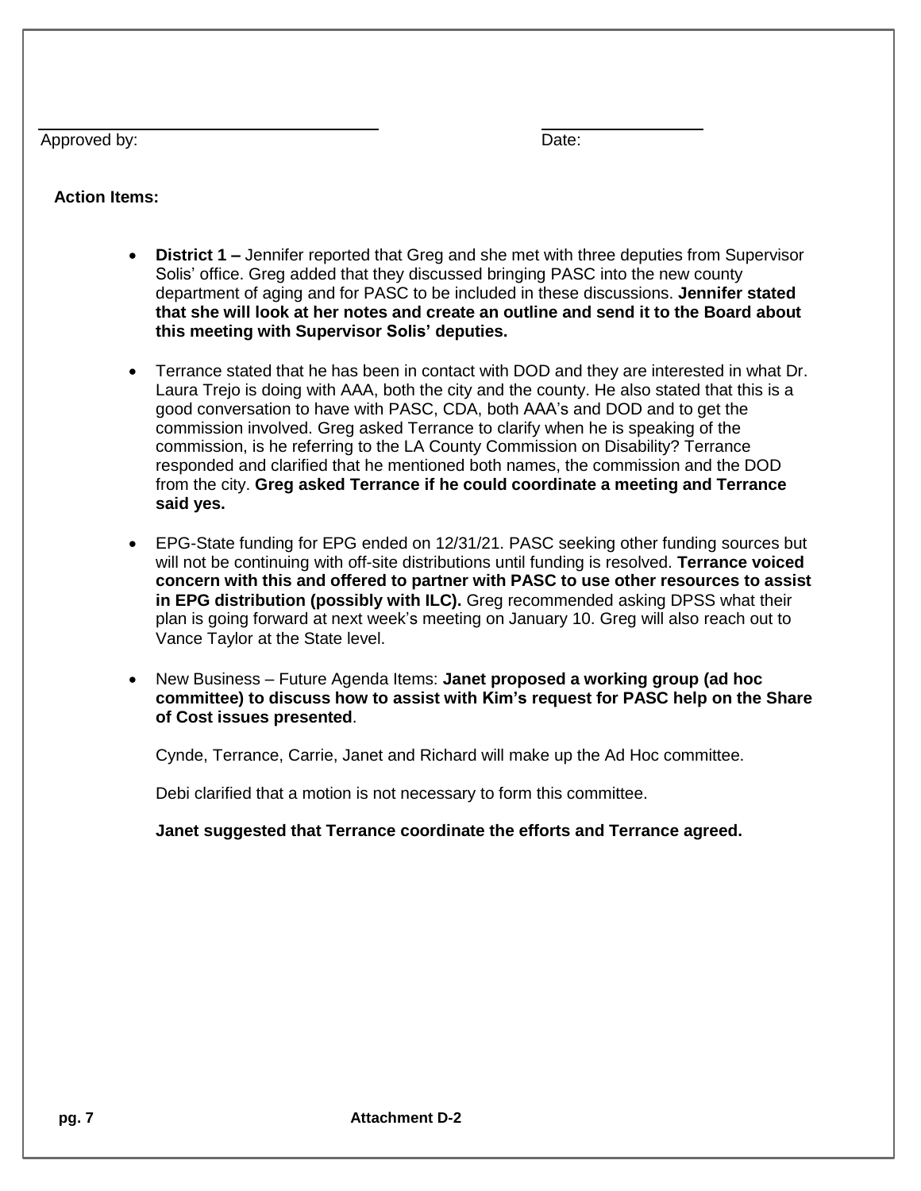Approved by: \_\_\_\_\_\_\_\_\_\_\_\_\_\_\_\_\_\_\_\_\_\_\_\_ Date: \_\_\_\_\_\_\_\_\_\_\_\_

**Action Items:**

- **District 1 –** Jennifer reported that Greg and she met with three deputies from Supervisor Solis' office. Greg added that they discussed bringing PASC into the new county department of aging and for PASC to be included in these discussions. **Jennifer stated that she will look at her notes and create an outline and send it to the Board about this meeting with Supervisor Solis' deputies.**

- Terrance stated that he has been in contact with DOD and they are interested in what Dr. Laura Trejo is doing with AAA, both the city and the county. He also stated that this is a good conversation to have with PASC, CDA, both AAA's and DOD and to get the commission involved. Greg asked Terrance to clarify when he is speaking of the commission, is he referring to the LA County Commission on Disability? Terrance responded and clarified that he mentioned both names, the commission and the DOD from the city. **Greg asked Terrance if he could coordinate a meeting and Terrance said yes.**

- EPG-State funding for EPG ended on 12/31/21. PASC seeking other funding sources but will not be continuing with off-site distributions until funding is resolved. **Terrance voiced concern with this and offered to partner with PASC to use other resources to assist in EPG distribution (possibly with ILC).** Greg recommended asking DPSS what their plan is going forward at next week's meeting on January 10. Greg will also reach out to Vance Taylor at the State level.

- New Business – Future Agenda Items: **Janet proposed a working group (ad hoc committee) to discuss how to assist with Kim's request for PASC help on the Share of Cost issues presented**.

  Cynde, Terrance, Carrie, Janet and Richard will make up the Ad Hoc committee.

  Debi clarified that a motion is not necessary to form this committee.

  **Janet suggested that Terrance coordinate the efforts and Terrance agreed.**

Attachment D-2